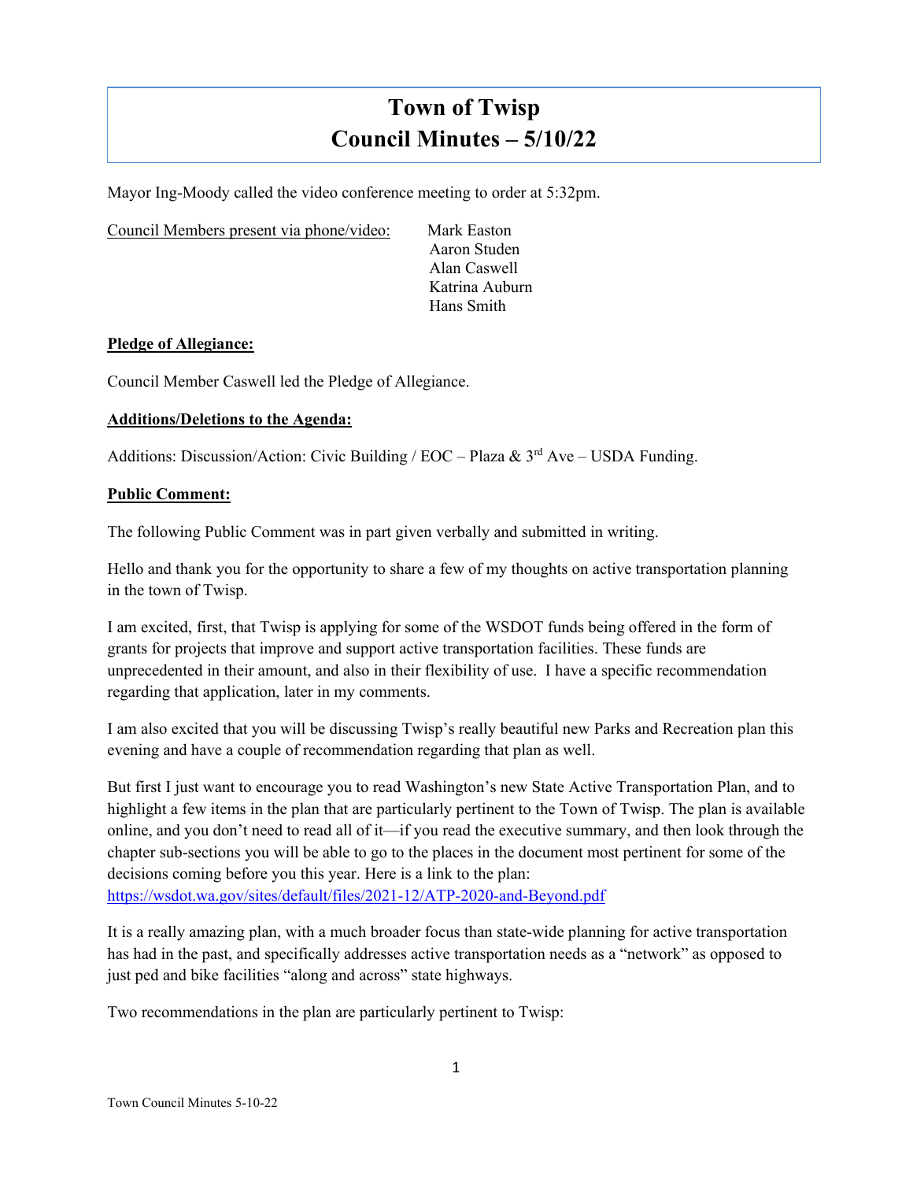# Town of Twisp
# Council Minutes – 5/10/22

Mayor Ing-Moody called the video conference meeting to order at 5:32pm.

Council Members present via phone/video: Mark Easton
Aaron Studen
Alan Caswell
Katrina Auburn
Hans Smith

**Pledge of Allegiance:**

Council Member Caswell led the Pledge of Allegiance.

**Additions/Deletions to the Agenda:**

Additions: Discussion/Action: Civic Building / EOC – Plaza & 3rd Ave – USDA Funding.

**Public Comment:**

The following Public Comment was in part given verbally and submitted in writing.

Hello and thank you for the opportunity to share a few of my thoughts on active transportation planning in the town of Twisp.

I am excited, first, that Twisp is applying for some of the WSDOT funds being offered in the form of grants for projects that improve and support active transportation facilities. These funds are unprecedented in their amount, and also in their flexibility of use. I have a specific recommendation regarding that application, later in my comments.

I am also excited that you will be discussing Twisp's really beautiful new Parks and Recreation plan this evening and have a couple of recommendation regarding that plan as well.

But first I just want to encourage you to read Washington's new State Active Transportation Plan, and to highlight a few items in the plan that are particularly pertinent to the Town of Twisp. The plan is available online, and you don't need to read all of it—if you read the executive summary, and then look through the chapter sub-sections you will be able to go to the places in the document most pertinent for some of the decisions coming before you this year. Here is a link to the plan: https://wsdot.wa.gov/sites/default/files/2021-12/ATP-2020-and-Beyond.pdf

It is a really amazing plan, with a much broader focus than state-wide planning for active transportation has had in the past, and specifically addresses active transportation needs as a "network" as opposed to just ped and bike facilities "along and across" state highways.

Two recommendations in the plan are particularly pertinent to Twisp: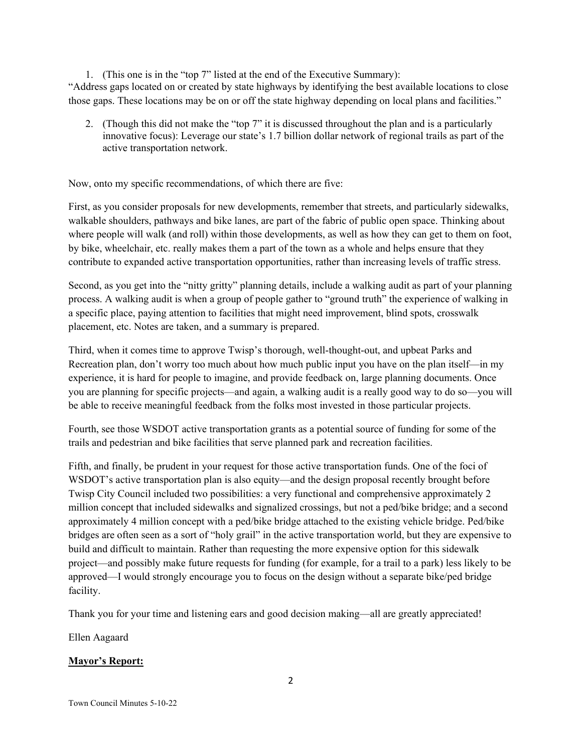1. (This one is in the "top 7" listed at the end of the Executive Summary):

"Address gaps located on or created by state highways by identifying the best available locations to close those gaps. These locations may be on or off the state highway depending on local plans and facilities."

2. (Though this did not make the "top 7" it is discussed throughout the plan and is a particularly innovative focus): Leverage our state's 1.7 billion dollar network of regional trails as part of the active transportation network.

Now, onto my specific recommendations, of which there are five:

First, as you consider proposals for new developments, remember that streets, and particularly sidewalks, walkable shoulders, pathways and bike lanes, are part of the fabric of public open space. Thinking about where people will walk (and roll) within those developments, as well as how they can get to them on foot, by bike, wheelchair, etc. really makes them a part of the town as a whole and helps ensure that they contribute to expanded active transportation opportunities, rather than increasing levels of traffic stress.

Second, as you get into the "nitty gritty" planning details, include a walking audit as part of your planning process. A walking audit is when a group of people gather to "ground truth" the experience of walking in a specific place, paying attention to facilities that might need improvement, blind spots, crosswalk placement, etc. Notes are taken, and a summary is prepared.

Third, when it comes time to approve Twisp's thorough, well-thought-out, and upbeat Parks and Recreation plan, don't worry too much about how much public input you have on the plan itself—in my experience, it is hard for people to imagine, and provide feedback on, large planning documents. Once you are planning for specific projects—and again, a walking audit is a really good way to do so—you will be able to receive meaningful feedback from the folks most invested in those particular projects.

Fourth, see those WSDOT active transportation grants as a potential source of funding for some of the trails and pedestrian and bike facilities that serve planned park and recreation facilities.

Fifth, and finally, be prudent in your request for those active transportation funds. One of the foci of WSDOT's active transportation plan is also equity—and the design proposal recently brought before Twisp City Council included two possibilities: a very functional and comprehensive approximately 2 million concept that included sidewalks and signalized crossings, but not a ped/bike bridge; and a second approximately 4 million concept with a ped/bike bridge attached to the existing vehicle bridge. Ped/bike bridges are often seen as a sort of "holy grail" in the active transportation world, but they are expensive to build and difficult to maintain. Rather than requesting the more expensive option for this sidewalk project—and possibly make future requests for funding (for example, for a trail to a park) less likely to be approved—I would strongly encourage you to focus on the design without a separate bike/ped bridge facility.

Thank you for your time and listening ears and good decision making—all are greatly appreciated!

Ellen Aagaard

**<u>Mayor's Report:</u>**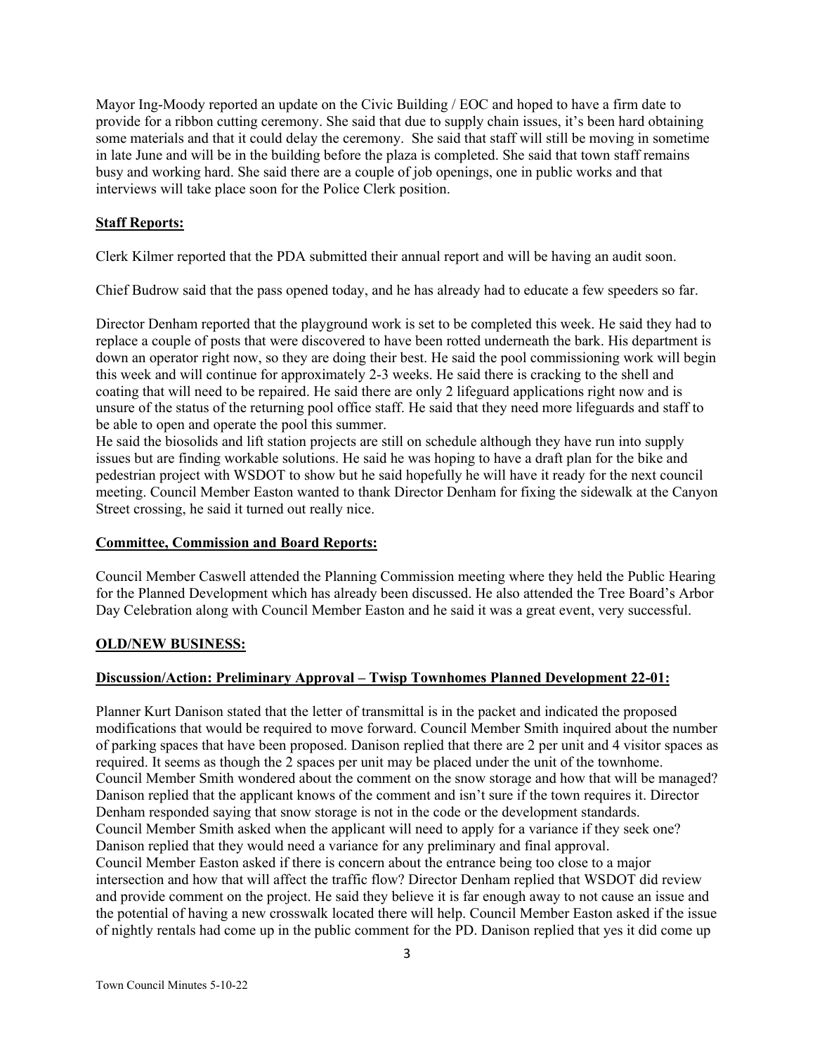Mayor Ing-Moody reported an update on the Civic Building / EOC and hoped to have a firm date to provide for a ribbon cutting ceremony. She said that due to supply chain issues, it's been hard obtaining some materials and that it could delay the ceremony. She said that staff will still be moving in sometime in late June and will be in the building before the plaza is completed. She said that town staff remains busy and working hard. She said there are a couple of job openings, one in public works and that interviews will take place soon for the Police Clerk position.

## **Staff Reports:**

Clerk Kilmer reported that the PDA submitted their annual report and will be having an audit soon.

Chief Budrow said that the pass opened today, and he has already had to educate a few speeders so far.

Director Denham reported that the playground work is set to be completed this week. He said they had to replace a couple of posts that were discovered to have been rotted underneath the bark. His department is down an operator right now, so they are doing their best. He said the pool commissioning work will begin this week and will continue for approximately 2-3 weeks. He said there is cracking to the shell and coating that will need to be repaired. He said there are only 2 lifeguard applications right now and is unsure of the status of the returning pool office staff. He said that they need more lifeguards and staff to be able to open and operate the pool this summer.
He said the biosolids and lift station projects are still on schedule although they have run into supply issues but are finding workable solutions. He said he was hoping to have a draft plan for the bike and pedestrian project with WSDOT to show but he said hopefully he will have it ready for the next council meeting. Council Member Easton wanted to thank Director Denham for fixing the sidewalk at the Canyon Street crossing, he said it turned out really nice.

## **Committee, Commission and Board Reports:**

Council Member Caswell attended the Planning Commission meeting where they held the Public Hearing for the Planned Development which has already been discussed. He also attended the Tree Board's Arbor Day Celebration along with Council Member Easton and he said it was a great event, very successful.

## **OLD/NEW BUSINESS:**

### **Discussion/Action: Preliminary Approval – Twisp Townhomes Planned Development 22-01:**

Planner Kurt Danison stated that the letter of transmittal is in the packet and indicated the proposed modifications that would be required to move forward. Council Member Smith inquired about the number of parking spaces that have been proposed. Danison replied that there are 2 per unit and 4 visitor spaces as required. It seems as though the 2 spaces per unit may be placed under the unit of the townhome. Council Member Smith wondered about the comment on the snow storage and how that will be managed? Danison replied that the applicant knows of the comment and isn't sure if the town requires it. Director Denham responded saying that snow storage is not in the code or the development standards.
Council Member Smith asked when the applicant will need to apply for a variance if they seek one? Danison replied that they would need a variance for any preliminary and final approval.
Council Member Easton asked if there is concern about the entrance being too close to a major intersection and how that will affect the traffic flow? Director Denham replied that WSDOT did review and provide comment on the project. He said they believe it is far enough away to not cause an issue and the potential of having a new crosswalk located there will help. Council Member Easton asked if the issue of nightly rentals had come up in the public comment for the PD. Danison replied that yes it did come up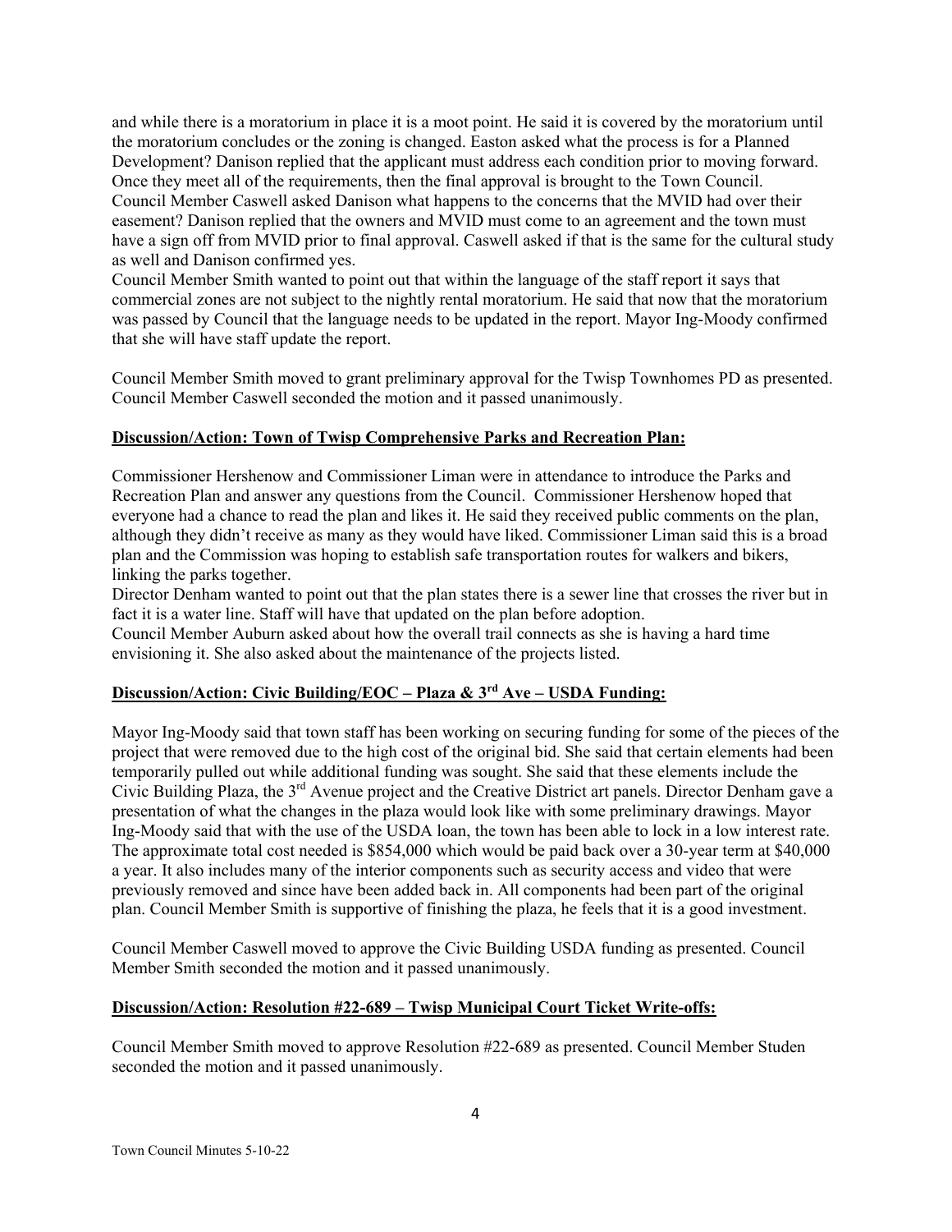and while there is a moratorium in place it is a moot point. He said it is covered by the moratorium until the moratorium concludes or the zoning is changed. Easton asked what the process is for a Planned Development? Danison replied that the applicant must address each condition prior to moving forward. Once they meet all of the requirements, then the final approval is brought to the Town Council.
Council Member Caswell asked Danison what happens to the concerns that the MVID had over their easement? Danison replied that the owners and MVID must come to an agreement and the town must have a sign off from MVID prior to final approval. Caswell asked if that is the same for the cultural study as well and Danison confirmed yes.
Council Member Smith wanted to point out that within the language of the staff report it says that commercial zones are not subject to the nightly rental moratorium. He said that now that the moratorium was passed by Council that the language needs to be updated in the report. Mayor Ing-Moody confirmed that she will have staff update the report.

Council Member Smith moved to grant preliminary approval for the Twisp Townhomes PD as presented. Council Member Caswell seconded the motion and it passed unanimously.

**Discussion/Action: Town of Twisp Comprehensive Parks and Recreation Plan:**

Commissioner Hershenow and Commissioner Liman were in attendance to introduce the Parks and Recreation Plan and answer any questions from the Council. Commissioner Hershenow hoped that everyone had a chance to read the plan and likes it. He said they received public comments on the plan, although they didn't receive as many as they would have liked. Commissioner Liman said this is a broad plan and the Commission was hoping to establish safe transportation routes for walkers and bikers, linking the parks together.
Director Denham wanted to point out that the plan states there is a sewer line that crosses the river but in fact it is a water line. Staff will have that updated on the plan before adoption.
Council Member Auburn asked about how the overall trail connects as she is having a hard time envisioning it. She also asked about the maintenance of the projects listed.

**Discussion/Action: Civic Building/EOC – Plaza & 3rd Ave – USDA Funding:**

Mayor Ing-Moody said that town staff has been working on securing funding for some of the pieces of the project that were removed due to the high cost of the original bid. She said that certain elements had been temporarily pulled out while additional funding was sought. She said that these elements include the Civic Building Plaza, the 3rd Avenue project and the Creative District art panels. Director Denham gave a presentation of what the changes in the plaza would look like with some preliminary drawings. Mayor Ing-Moody said that with the use of the USDA loan, the town has been able to lock in a low interest rate. The approximate total cost needed is $854,000 which would be paid back over a 30-year term at $40,000 a year. It also includes many of the interior components such as security access and video that were previously removed and since have been added back in. All components had been part of the original plan. Council Member Smith is supportive of finishing the plaza, he feels that it is a good investment.

Council Member Caswell moved to approve the Civic Building USDA funding as presented. Council Member Smith seconded the motion and it passed unanimously.

**Discussion/Action: Resolution #22-689 – Twisp Municipal Court Ticket Write-offs:**

Council Member Smith moved to approve Resolution #22-689 as presented. Council Member Studen seconded the motion and it passed unanimously.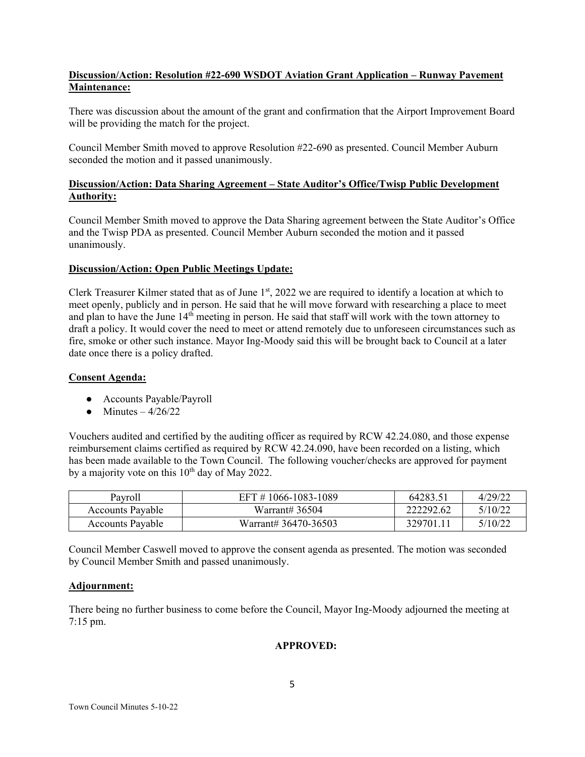**Discussion/Action: Resolution #22-690 WSDOT Aviation Grant Application – Runway Pavement Maintenance:**

There was discussion about the amount of the grant and confirmation that the Airport Improvement Board will be providing the match for the project.

Council Member Smith moved to approve Resolution #22-690 as presented. Council Member Auburn seconded the motion and it passed unanimously.

**Discussion/Action: Data Sharing Agreement – State Auditor's Office/Twisp Public Development Authority:**

Council Member Smith moved to approve the Data Sharing agreement between the State Auditor's Office and the Twisp PDA as presented. Council Member Auburn seconded the motion and it passed unanimously.

**Discussion/Action: Open Public Meetings Update:**

Clerk Treasurer Kilmer stated that as of June 1st, 2022 we are required to identify a location at which to meet openly, publicly and in person. He said that he will move forward with researching a place to meet and plan to have the June 14th meeting in person. He said that staff will work with the town attorney to draft a policy. It would cover the need to meet or attend remotely due to unforeseen circumstances such as fire, smoke or other such instance. Mayor Ing-Moody said this will be brought back to Council at a later date once there is a policy drafted.

**Consent Agenda:**

- Accounts Payable/Payroll
- Minutes – 4/26/22

Vouchers audited and certified by the auditing officer as required by RCW 42.24.080, and those expense reimbursement claims certified as required by RCW 42.24.090, have been recorded on a listing, which has been made available to the Town Council. The following voucher/checks are approved for payment by a majority vote on this 10th day of May 2022.

| | | | |
|---|---|---|---|
| Payroll | EFT # 1066-1083-1089 | 64283.51 | 4/29/22 |
| Accounts Payable | Warrant# 36504 | 222292.62 | 5/10/22 |
| Accounts Payable | Warrant# 36470-36503 | 329701.11 | 5/10/22 |

Council Member Caswell moved to approve the consent agenda as presented. The motion was seconded by Council Member Smith and passed unanimously.

**Adjournment:**

There being no further business to come before the Council, Mayor Ing-Moody adjourned the meeting at 7:15 pm.

**APPROVED:**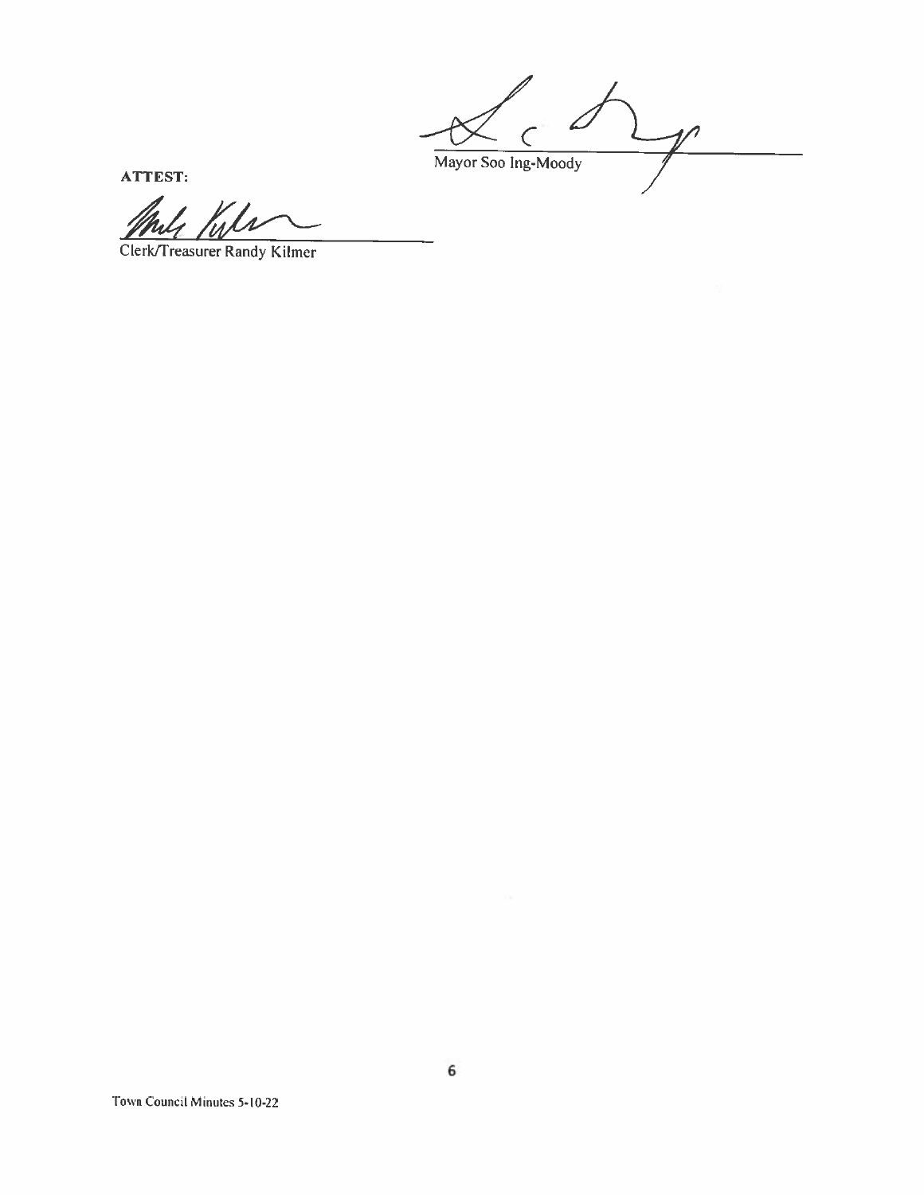Mayor Soo Ing-Moody

**ATTEST:**

Clerk/Treasurer Randy Kilmer